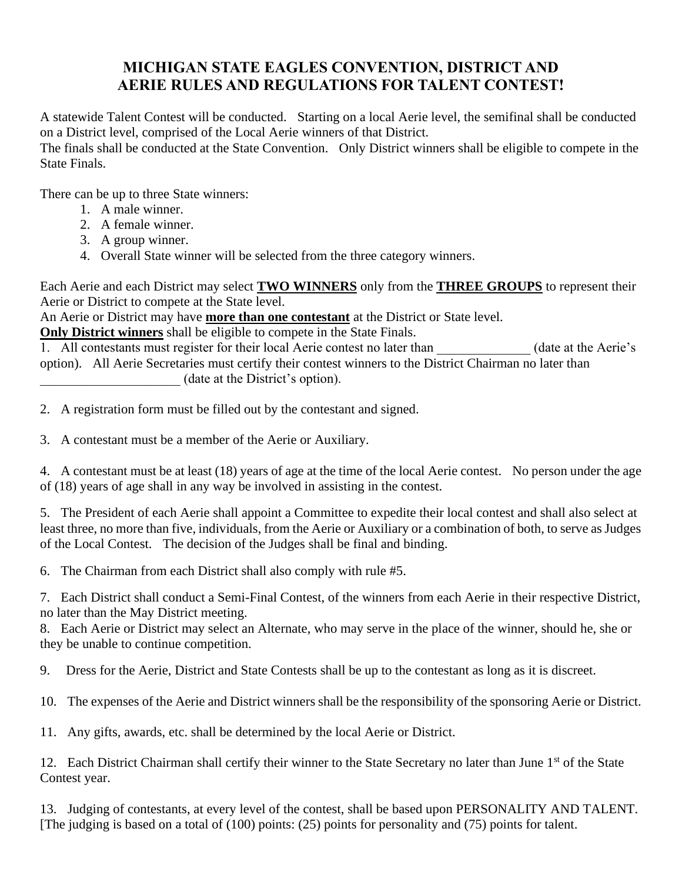# MICHIGAN STATE EAGLES CONVENTION, DISTRICT AND AERIE RULES AND REGULATIONS FOR TALENT CONTEST!

A statewide Talent Contest will be conducted. Starting on a local Aerie level, the semifinal shall be conducted on a District level, comprised of the Local Aerie winners of that District.
The finals shall be conducted at the State Convention. Only District winners shall be eligible to compete in the State Finals.

There can be up to three State winners:

1. A male winner.
2. A female winner.
3. A group winner.
4. Overall State winner will be selected from the three category winners.

Each Aerie and each District may select **TWO WINNERS** only from the **THREE GROUPS** to represent their Aerie or District to compete at the State level.
An Aerie or District may have **more than one contestant** at the District or State level.
**Only District winners** shall be eligible to compete in the State Finals.

1. All contestants must register for their local Aerie contest no later than ______________ (date at the Aerie's option). All Aerie Secretaries must certify their contest winners to the District Chairman no later than _____________________ (date at the District's option).

2. A registration form must be filled out by the contestant and signed.

3. A contestant must be a member of the Aerie or Auxiliary.

4. A contestant must be at least (18) years of age at the time of the local Aerie contest. No person under the age of (18) years of age shall in any way be involved in assisting in the contest.

5. The President of each Aerie shall appoint a Committee to expedite their local contest and shall also select at least three, no more than five, individuals, from the Aerie or Auxiliary or a combination of both, to serve as Judges of the Local Contest. The decision of the Judges shall be final and binding.

6. The Chairman from each District shall also comply with rule #5.

7. Each District shall conduct a Semi-Final Contest, of the winners from each Aerie in their respective District, no later than the May District meeting.

8. Each Aerie or District may select an Alternate, who may serve in the place of the winner, should he, she or they be unable to continue competition.

9. Dress for the Aerie, District and State Contests shall be up to the contestant as long as it is discreet.

10. The expenses of the Aerie and District winners shall be the responsibility of the sponsoring Aerie or District.

11. Any gifts, awards, etc. shall be determined by the local Aerie or District.

12. Each District Chairman shall certify their winner to the State Secretary no later than June 1st of the State Contest year.

13. Judging of contestants, at every level of the contest, shall be based upon PERSONALITY AND TALENT. [The judging is based on a total of (100) points: (25) points for personality and (75) points for talent.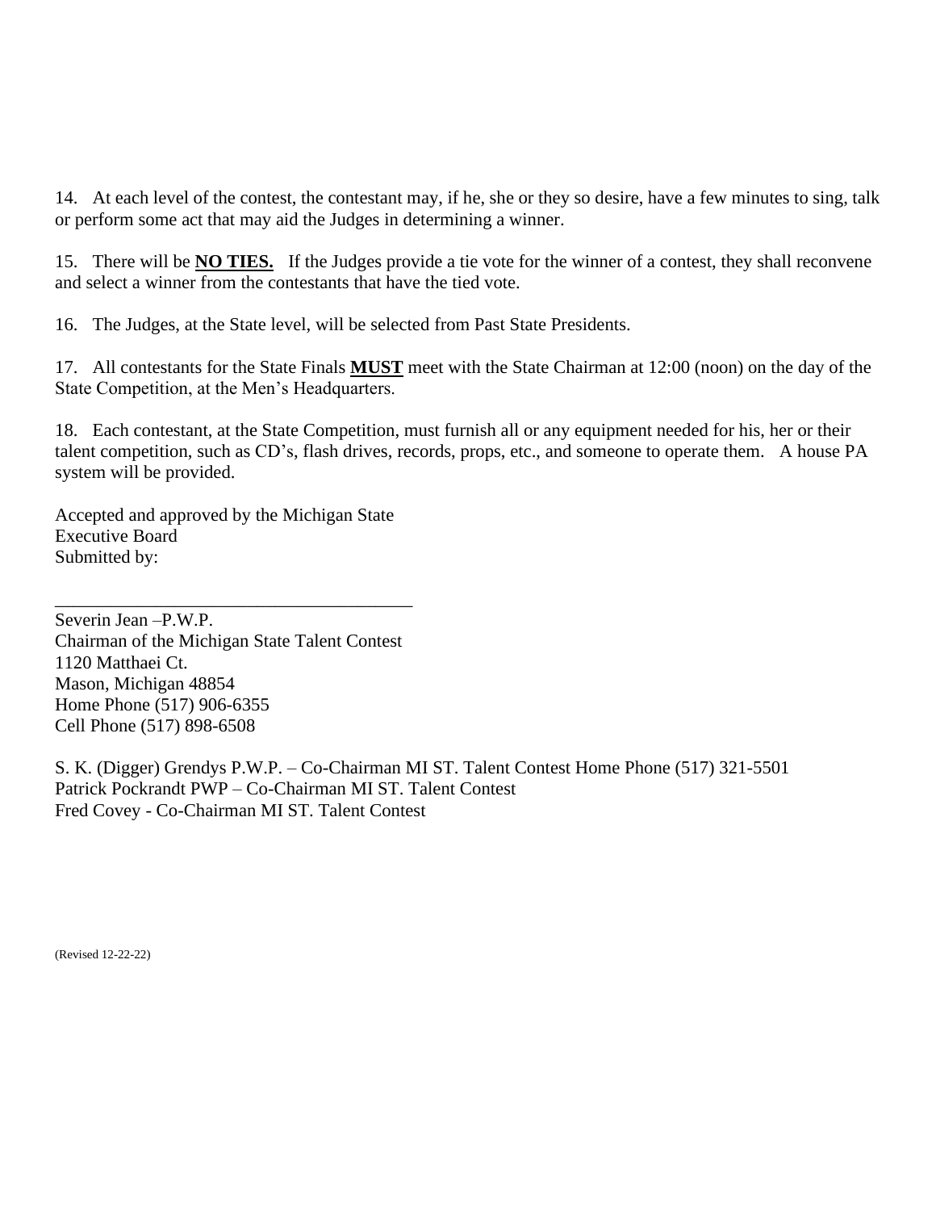14. At each level of the contest, the contestant may, if he, she or they so desire, have a few minutes to sing, talk or perform some act that may aid the Judges in determining a winner.

15. There will be **NO TIES.** If the Judges provide a tie vote for the winner of a contest, they shall reconvene and select a winner from the contestants that have the tied vote.

16. The Judges, at the State level, will be selected from Past State Presidents.

17. All contestants for the State Finals **MUST** meet with the State Chairman at 12:00 (noon) on the day of the State Competition, at the Men's Headquarters.

18. Each contestant, at the State Competition, must furnish all or any equipment needed for his, her or their talent competition, such as CD's, flash drives, records, props, etc., and someone to operate them. A house PA system will be provided.

Accepted and approved by the Michigan State Executive Board
Submitted by:

\_\_\_\_\_\_\_\_\_\_\_\_\_\_\_\_\_\_\_\_\_\_\_\_\_\_\_\_\_\_\_\_\_\_\_\_\_\_\_\_

Severin Jean –P.W.P.
Chairman of the Michigan State Talent Contest
1120 Matthaei Ct.
Mason, Michigan 48854
Home Phone (517) 906-6355
Cell Phone (517) 898-6508

S. K. (Digger) Grendys P.W.P. – Co-Chairman MI ST. Talent Contest Home Phone (517) 321-5501
Patrick Pockrandt PWP – Co-Chairman MI ST. Talent Contest
Fred Covey - Co-Chairman MI ST. Talent Contest

(Revised 12-22-22)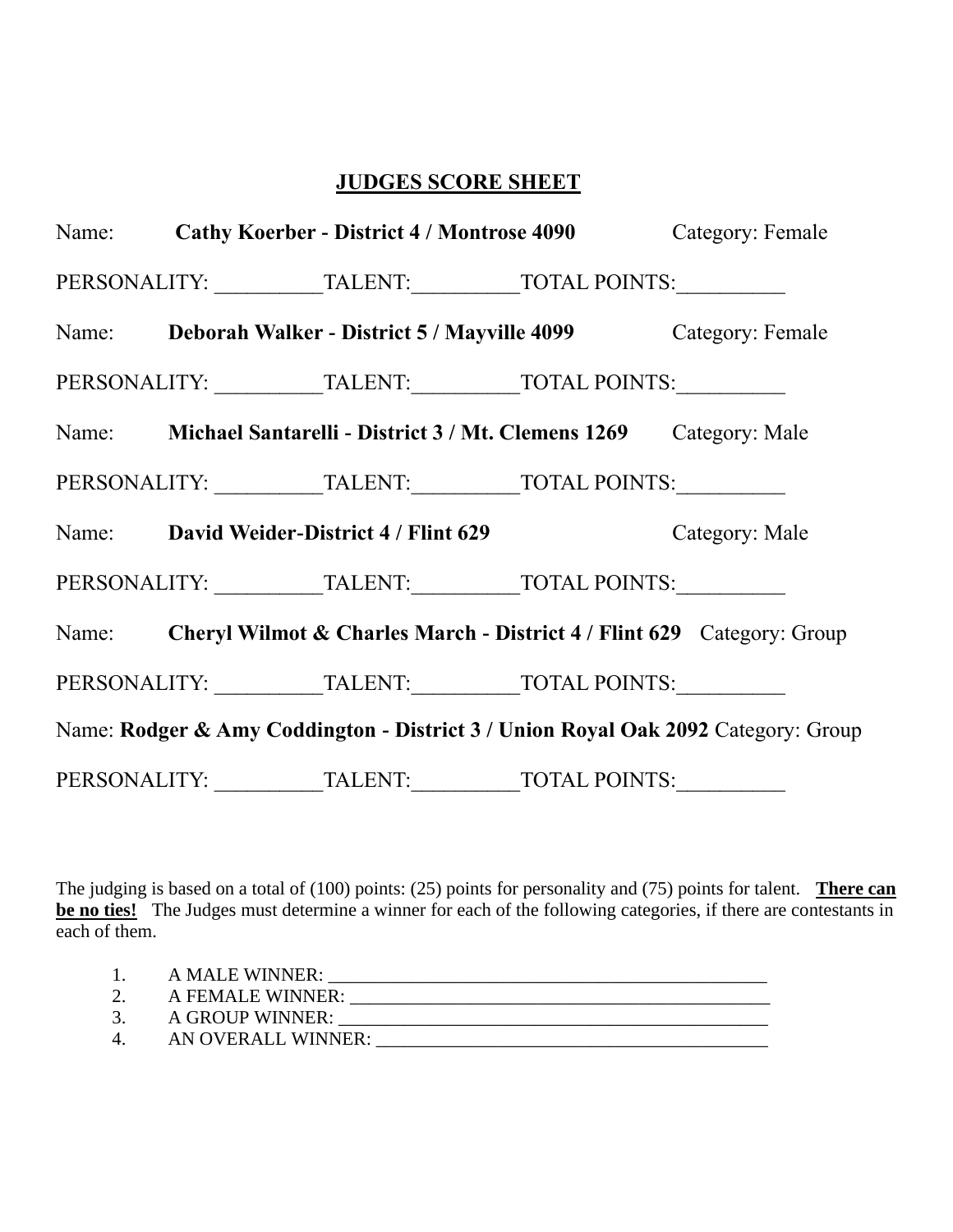## JUDGES SCORE SHEET

Name: **Cathy Koerber - District 4 / Montrose 4090** Category: Female

PERSONALITY: __________TALENT:__________TOTAL POINTS:__________

Name: **Deborah Walker - District 5 / Mayville 4099** Category: Female

PERSONALITY: __________TALENT:__________TOTAL POINTS:__________

Name: **Michael Santarelli - District 3 / Mt. Clemens 1269** Category: Male

PERSONALITY: __________TALENT:__________TOTAL POINTS:__________

Name: **David Weider-District 4 / Flint 629** Category: Male

PERSONALITY: __________TALENT:__________TOTAL POINTS:__________

Name: **Cheryl Wilmot & Charles March - District 4 / Flint 629** Category: Group

PERSONALITY: __________TALENT:__________TOTAL POINTS:__________

Name: **Rodger & Amy Coddington - District 3 / Union Royal Oak 2092** Category: Group

PERSONALITY: __________TALENT:__________TOTAL POINTS:__________

The judging is based on a total of (100) points: (25) points for personality and (75) points for talent. **There can be no ties!** The Judges must determine a winner for each of the following categories, if there are contestants in each of them.

1. A MALE WINNER: ________________________________________________
2. A FEMALE WINNER: ______________________________________________
3. A GROUP WINNER: _______________________________________________
4. AN OVERALL WINNER: ____________________________________________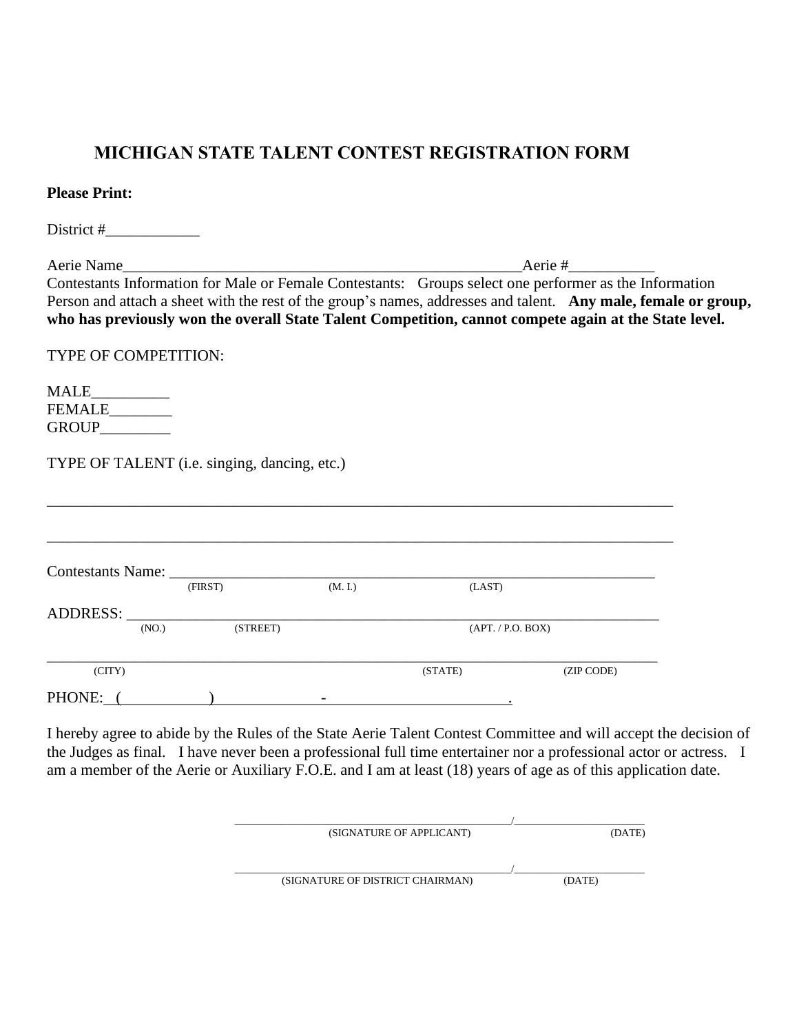# MICHIGAN STATE TALENT CONTEST REGISTRATION FORM

**Please Print:**

District #____________

Aerie Name_____________________________________________________Aerie #___________

Contestants Information for Male or Female Contestants: Groups select one performer as the Information Person and attach a sheet with the rest of the group's names, addresses and talent. **Any male, female or group, who has previously won the overall State Talent Competition, cannot compete again at the State level.**

TYPE OF COMPETITION:

MALE__________
FEMALE________
GROUP_________

TYPE OF TALENT (i.e. singing, dancing, etc.)

_____________________________________________________________________________________

_____________________________________________________________________________________

Contestants Name: _________________________________________________________________
(FIRST) (M. I.) (LAST)

ADDRESS: _________________________________________________________________________
(NO.) (STREET) (APT. / P.O. BOX)

_____________________________________________________________________________________
(CITY) (STATE) (ZIP CODE)

PHONE: ( ) - .

I hereby agree to abide by the Rules of the State Aerie Talent Contest Committee and will accept the decision of the Judges as final. I have never been a professional full time entertainer nor a professional actor or actress. I am a member of the Aerie or Auxiliary F.O.E. and I am at least (18) years of age as of this application date.

_____________________________________________/_______________________
(SIGNATURE OF APPLICANT) (DATE)

_____________________________________________/_______________________
(SIGNATURE OF DISTRICT CHAIRMAN) (DATE)